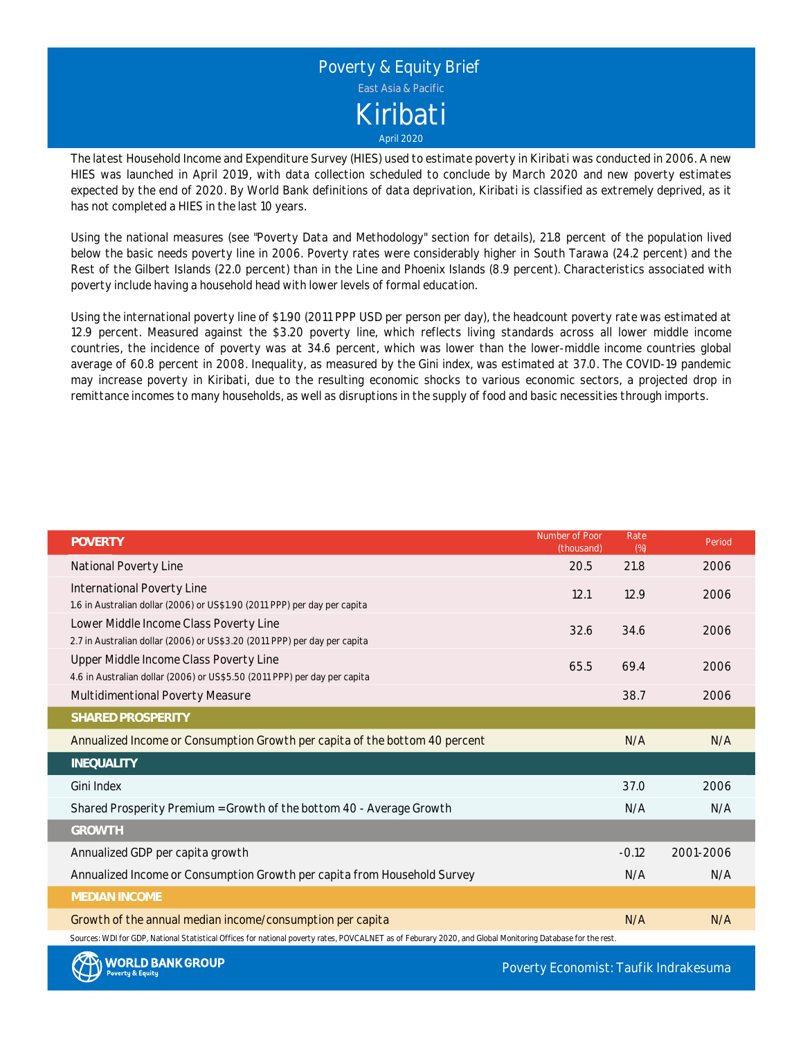# Poverty & Equity Brief

East Asia & Pacific

## Kiribati

April 2020

The latest Household Income and Expenditure Survey (HIES) used to estimate poverty in Kiribati was conducted in 2006. A new HIES was launched in April 2019, with data collection scheduled to conclude by March 2020 and new poverty estimates expected by the end of 2020. By World Bank definitions of data deprivation, Kiribati is classified as extremely deprived, as it has not completed a HIES in the last 10 years.

Using the national measures (see "Poverty Data and Methodology" section for details), 21.8 percent of the population lived below the basic needs poverty line in 2006. Poverty rates were considerably higher in South Tarawa (24.2 percent) and the Rest of the Gilbert Islands (22.0 percent) than in the Line and Phoenix Islands (8.9 percent). Characteristics associated with poverty include having a household head with lower levels of formal education.

Using the international poverty line of $1.90 (2011 PPP USD per person per day), the headcount poverty rate was estimated at 12.9 percent. Measured against the $3.20 poverty line, which reflects living standards across all lower middle income countries, the incidence of poverty was at 34.6 percent, which was lower than the lower-middle income countries global average of 60.8 percent in 2008. Inequality, as measured by the Gini index, was estimated at 37.0. The COVID-19 pandemic may increase poverty in Kiribati, due to the resulting economic shocks to various economic sectors, a projected drop in remittance incomes to many households, as well as disruptions in the supply of food and basic necessities through imports.

| POVERTY | Number of Poor (thousand) | Rate (%) | Period |
|---|---|---|---|
| National Poverty Line | 20.5 | 21.8 | 2006 |
| International Poverty Line<br>1.6 in Australian dollar (2006) or US$1.90 (2011 PPP) per day per capita | 12.1 | 12.9 | 2006 |
| Lower Middle Income Class Poverty Line<br>2.7 in Australian dollar (2006) or US$3.20 (2011 PPP) per day per capita | 32.6 | 34.6 | 2006 |
| Upper Middle Income Class Poverty Line<br>4.6 in Australian dollar (2006) or US$5.50 (2011 PPP) per day per capita | 65.5 | 69.4 | 2006 |
| Multidimentional Poverty Measure | | 38.7 | 2006 |
| **SHARED PROSPERITY** | | | |
| Annualized Income or Consumption Growth per capita of the bottom 40 percent | | N/A | N/A |
| **INEQUALITY** | | | |
| Gini Index | | 37.0 | 2006 |
| Shared Prosperity Premium = Growth of the bottom 40 - Average Growth | | N/A | N/A |
| **GROWTH** | | | |
| Annualized GDP per capita growth | | -0.12 | 2001-2006 |
| Annualized Income or Consumption Growth per capita from Household Survey | | N/A | N/A |
| **MEDIAN INCOME** | | | |
| Growth of the annual median income/consumption per capita | | N/A | N/A |

Sources: WDI for GDP, National Statistical Offices for national poverty rates, POVCALNET as of Feburary 2020, and Global Monitoring Database for the rest.

WORLD BANK GROUP Poverty & Equity

Poverty Economist: Taufik Indrakesuma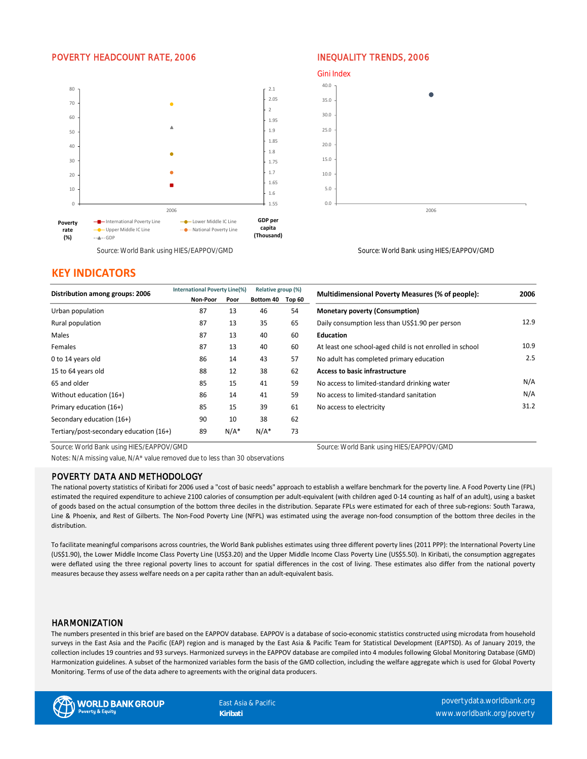## POVERTY HEADCOUNT RATE, 2006

80
70
60
50
40
30
20
10
0

2.1
2.05
2
1.95
1.9
1.85
1.8
1.75
1.7
1.65
1.6
1.55

2006

Poverty rate (%)

International Poverty Line
Upper Middle IC Line
GDP
Lower Middle IC Line
National Poverty Line

GDP per capita (Thousand)

Source: World Bank using HIES/EAPPOV/GMD

## INEQUALITY TRENDS, 2006

Gini Index

40.0
35.0
30.0
25.0
20.0
15.0
10.0
5.0
0.0

2006

Source: World Bank using HIES/EAPPOV/GMD

## KEY INDICATORS

| Distribution among groups: 2006 | International Poverty Line(%) | | Relative group (%) | |
|---|---|---|---|---|
| | Non-Poor | Poor | Bottom 40 | Top 60 |
| Urban population | 87 | 13 | 46 | 54 |
| Rural population | 87 | 13 | 35 | 65 |
| Males | 87 | 13 | 40 | 60 |
| Females | 87 | 13 | 40 | 60 |
| 0 to 14 years old | 86 | 14 | 43 | 57 |
| 15 to 64 years old | 88 | 12 | 38 | 62 |
| 65 and older | 85 | 15 | 41 | 59 |
| Without education (16+) | 86 | 14 | 41 | 59 |
| Primary education (16+) | 85 | 15 | 39 | 61 |
| Secondary education (16+) | 90 | 10 | 38 | 62 |
| Tertiary/post-secondary education (16+) | 89 | N/A* | N/A* | 73 |

Source: World Bank using HIES/EAPPOV/GMD

Notes: N/A missing value, N/A* value removed due to less than 30 observations

| Multidimensional Poverty Measures (% of people): | 2006 |
|---|---|
| **Monetary poverty (Consumption)** | |
| Daily consumption less than US$1.90 per person | 12.9 |
| **Education** | |
| At least one school-aged child is not enrolled in school | 10.9 |
| No adult has completed primary education | 2.5 |
| **Access to basic infrastructure** | |
| No access to limited-standard drinking water | N/A |
| No access to limited-standard sanitation | N/A |
| No access to electricity | 31.2 |

Source: World Bank using HIES/EAPPOV/GMD

## POVERTY DATA AND METHODOLOGY

The national poverty statistics of Kiribati for 2006 used a "cost of basic needs" approach to establish a welfare benchmark for the poverty line. A Food Poverty Line (FPL) estimated the required expenditure to achieve 2100 calories of consumption per adult-equivalent (with children aged 0-14 counting as half of an adult), using a basket of goods based on the actual consumption of the bottom three deciles in the distribution. Separate FPLs were estimated for each of three sub-regions: South Tarawa, Line & Phoenix, and Rest of Gilberts. The Non-Food Poverty Line (NFPL) was estimated using the average non-food consumption of the bottom three deciles in the distribution.

To facilitate meaningful comparisons across countries, the World Bank publishes estimates using three different poverty lines (2011 PPP): the International Poverty Line (US$1.90), the Lower Middle Income Class Poverty Line (US$3.20) and the Upper Middle Income Class Poverty Line (US$5.50). In Kiribati, the consumption aggregates were deflated using the three regional poverty lines to account for spatial differences in the cost of living. These estimates also differ from the national poverty measures because they assess welfare needs on a per capita rather than an adult-equivalent basis.

## HARMONIZATION

The numbers presented in this brief are based on the EAPPOV database. EAPPOV is a database of socio-economic statistics constructed using microdata from household surveys in the East Asia and the Pacific (EAP) region and is managed by the East Asia & Pacific Team for Statistical Development (EAPTSD). As of January 2019, the collection includes 19 countries and 93 surveys. Harmonized surveys in the EAPPOV database are compiled into 4 modules following Global Monitoring Database (GMD) Harmonization guidelines. A subset of the harmonized variables form the basis of the GMD collection, including the welfare aggregate which is used for Global Poverty Monitoring. Terms of use of the data adhere to agreements with the original data producers.

WORLD BANK GROUP Poverty & Equity

East Asia & Pacific
**Kiribati**

povertydata.worldbank.org
www.worldbank.org/poverty